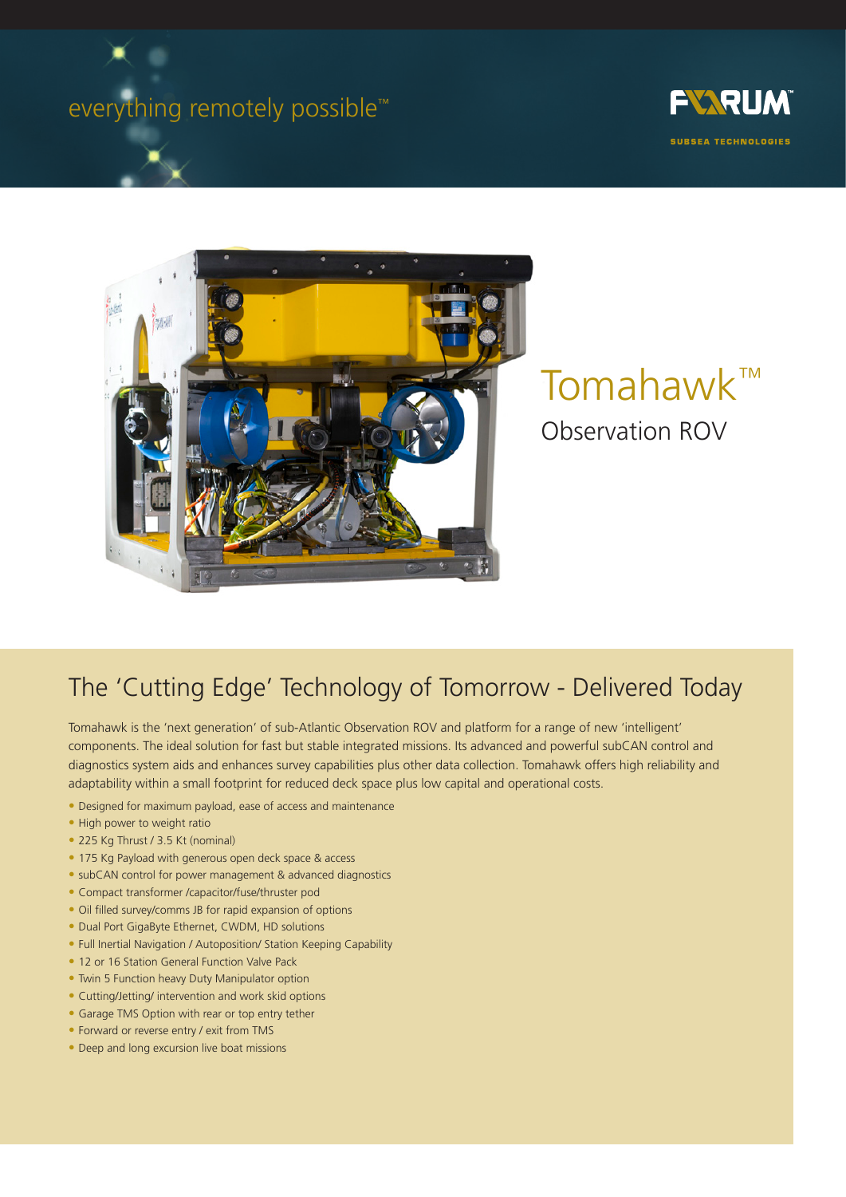everything remotely possible™

FORUM™ SUBSEA TECHNOLOGIES

# Tomahawk™

## Observation ROV

## The 'Cutting Edge' Technology of Tomorrow - Delivered Today

Tomahawk is the 'next generation' of sub-Atlantic Observation ROV and platform for a range of new 'intelligent' components. The ideal solution for fast but stable integrated missions. Its advanced and powerful subCAN control and diagnostics system aids and enhances survey capabilities plus other data collection. Tomahawk offers high reliability and adaptability within a small footprint for reduced deck space plus low capital and operational costs.

- Designed for maximum payload, ease of access and maintenance
- High power to weight ratio
- 225 Kg Thrust / 3.5 Kt (nominal)
- 175 Kg Payload with generous open deck space & access
- subCAN control for power management & advanced diagnostics
- Compact transformer /capacitor/fuse/thruster pod
- Oil filled survey/comms JB for rapid expansion of options
- Dual Port GigaByte Ethernet, CWDM, HD solutions
- Full Inertial Navigation / Autoposition/ Station Keeping Capability
- 12 or 16 Station General Function Valve Pack
- Twin 5 Function heavy Duty Manipulator option
- Cutting/Jetting/ intervention and work skid options
- Garage TMS Option with rear or top entry tether
- Forward or reverse entry / exit from TMS
- Deep and long excursion live boat missions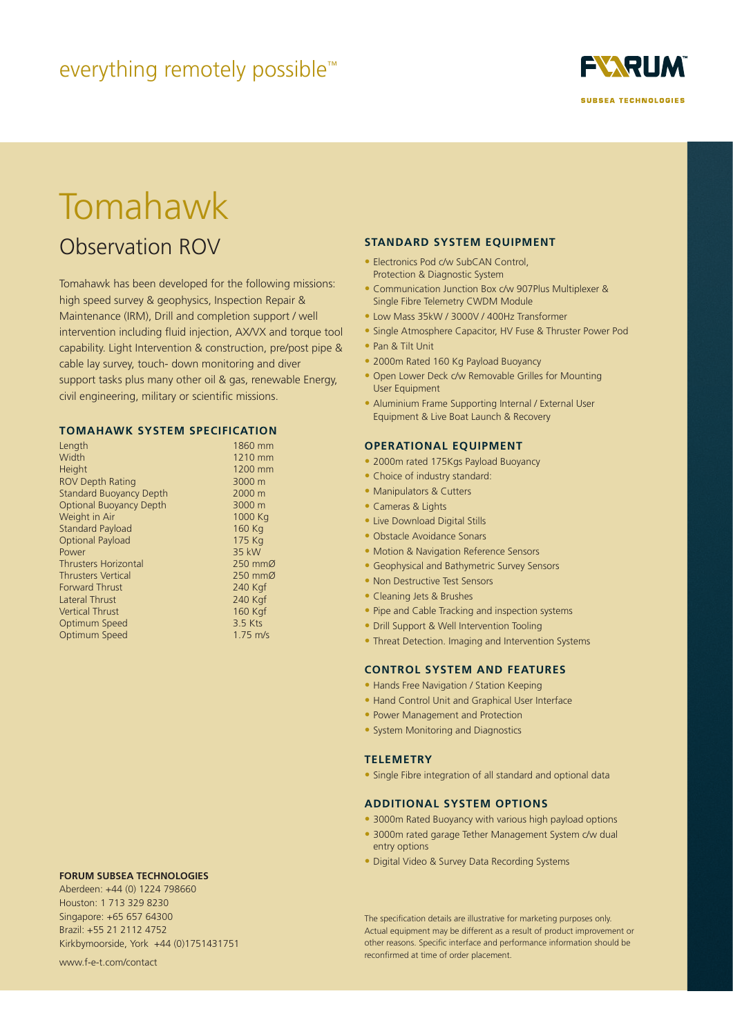everything remotely possible™

FORUM

SUBSEA TECHNOLOGIES

# Tomahawk

## Observation ROV

Tomahawk has been developed for the following missions: high speed survey & geophysics, Inspection Repair & Maintenance (IRM), Drill and completion support / well intervention including fluid injection, AX/VX and torque tool capability. Light Intervention & construction, pre/post pipe & cable lay survey, touch- down monitoring and diver support tasks plus many other oil & gas, renewable Energy, civil engineering, military or scientific missions.

### TOMAHAWK SYSTEM SPECIFICATION

| | |
|---|---|
| Length | 1860 mm |
| Width | 1210 mm |
| Height | 1200 mm |
| ROV Depth Rating | 3000 m |
| Standard Buoyancy Depth | 2000 m |
| Optional Buoyancy Depth | 3000 m |
| Weight in Air | 1000 Kg |
| Standard Payload | 160 Kg |
| Optional Payload | 175 Kg |
| Power | 35 kW |
| Thrusters Horizontal | 250 mmØ |
| Thrusters Vertical | 250 mmØ |
| Forward Thrust | 240 Kgf |
| Lateral Thrust | 240 Kgf |
| Vertical Thrust | 160 Kgf |
| Optimum Speed | 3.5 Kts |
| Optimum Speed | 1.75 m/s |

### STANDARD SYSTEM EQUIPMENT

- Electronics Pod c/w SubCAN Control, Protection & Diagnostic System
- Communication Junction Box c/w 907Plus Multiplexer & Single Fibre Telemetry CWDM Module
- Low Mass 35kW / 3000V / 400Hz Transformer
- Single Atmosphere Capacitor, HV Fuse & Thruster Power Pod
- Pan & Tilt Unit
- 2000m Rated 160 Kg Payload Buoyancy
- Open Lower Deck c/w Removable Grilles for Mounting User Equipment
- Aluminium Frame Supporting Internal / External User Equipment & Live Boat Launch & Recovery

### OPERATIONAL EQUIPMENT

- 2000m rated 175Kgs Payload Buoyancy
- Choice of industry standard:
- Manipulators & Cutters
- Cameras & Lights
- Live Download Digital Stills
- Obstacle Avoidance Sonars
- Motion & Navigation Reference Sensors
- Geophysical and Bathymetric Survey Sensors
- Non Destructive Test Sensors
- Cleaning Jets & Brushes
- Pipe and Cable Tracking and inspection systems
- Drill Support & Well Intervention Tooling
- Threat Detection. Imaging and Intervention Systems

### CONTROL SYSTEM AND FEATURES

- Hands Free Navigation / Station Keeping
- Hand Control Unit and Graphical User Interface
- Power Management and Protection
- System Monitoring and Diagnostics

### TELEMETRY

- Single Fibre integration of all standard and optional data

### ADDITIONAL SYSTEM OPTIONS

- 3000m Rated Buoyancy with various high payload options
- 3000m rated garage Tether Management System c/w dual entry options
- Digital Video & Survey Data Recording Systems

**FORUM SUBSEA TECHNOLOGIES**

Aberdeen: +44 (0) 1224 798660
Houston: 1 713 329 8230
Singapore: +65 657 64300
Brazil: +55 21 2112 4752
Kirkbymoorside, York +44 (0)1751431751

www.f-e-t.com/contact

The specification details are illustrative for marketing purposes only. Actual equipment may be different as a result of product improvement or other reasons. Specific interface and performance information should be reconfirmed at time of order placement.